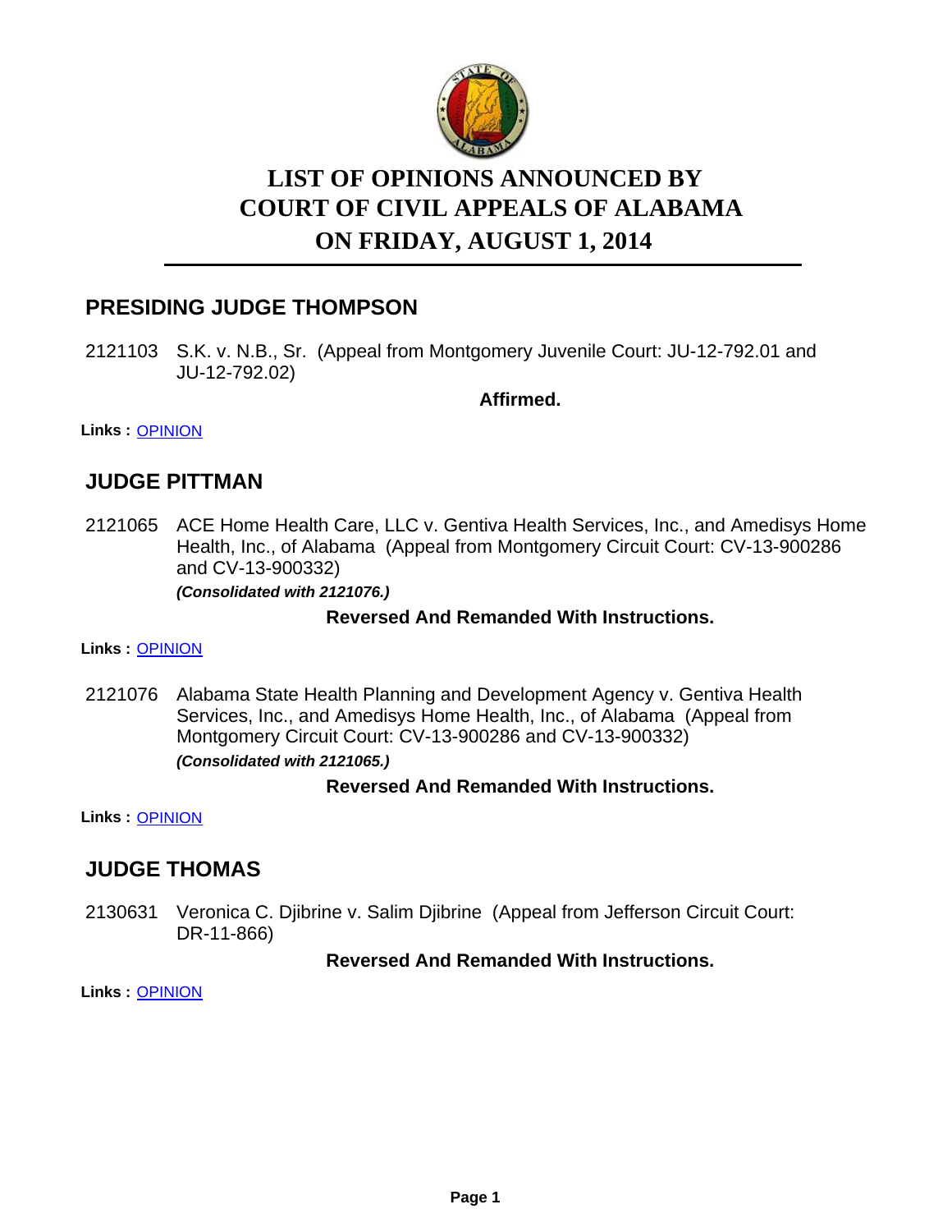# LIST OF OPINIONS ANNOUNCED BY COURT OF CIVIL APPEALS OF ALABAMA ON FRIDAY, AUGUST 1, 2014

## PRESIDING JUDGE THOMPSON

2121103 S.K. v. N.B., Sr. (Appeal from Montgomery Juvenile Court: JU-12-792.01 and JU-12-792.02)

**Affirmed.**

**Links :** OPINION

## JUDGE PITTMAN

2121065 ACE Home Health Care, LLC v. Gentiva Health Services, Inc., and Amedisys Home Health, Inc., of Alabama (Appeal from Montgomery Circuit Court: CV-13-900286 and CV-13-900332)

***(Consolidated with 2121076.)***

**Reversed And Remanded With Instructions.**

**Links :** OPINION

2121076 Alabama State Health Planning and Development Agency v. Gentiva Health Services, Inc., and Amedisys Home Health, Inc., of Alabama (Appeal from Montgomery Circuit Court: CV-13-900286 and CV-13-900332)

***(Consolidated with 2121065.)***

**Reversed And Remanded With Instructions.**

**Links :** OPINION

## JUDGE THOMAS

2130631 Veronica C. Djibrine v. Salim Djibrine (Appeal from Jefferson Circuit Court: DR-11-866)

**Reversed And Remanded With Instructions.**

**Links :** OPINION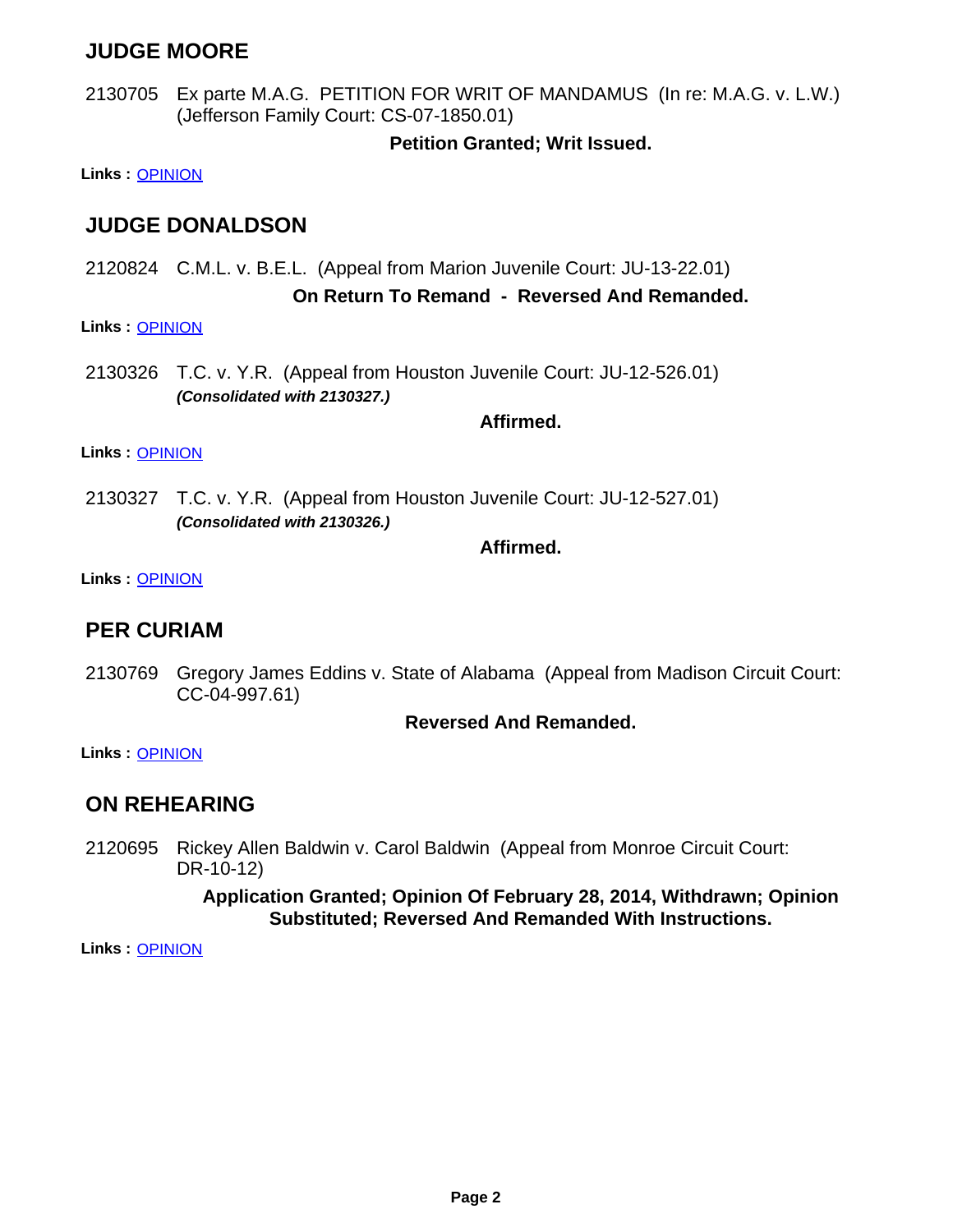## JUDGE MOORE

2130705 Ex parte M.A.G. PETITION FOR WRIT OF MANDAMUS (In re: M.A.G. v. L.W.) (Jefferson Family Court: CS-07-1850.01)

**Petition Granted; Writ Issued.**

**Links :** OPINION

## JUDGE DONALDSON

2120824 C.M.L. v. B.E.L. (Appeal from Marion Juvenile Court: JU-13-22.01)

**On Return To Remand - Reversed And Remanded.**

**Links :** OPINION

2130326 T.C. v. Y.R. (Appeal from Houston Juvenile Court: JU-12-526.01)
***(Consolidated with 2130327.)***

**Affirmed.**

**Links :** OPINION

2130327 T.C. v. Y.R. (Appeal from Houston Juvenile Court: JU-12-527.01)
***(Consolidated with 2130326.)***

**Affirmed.**

**Links :** OPINION

## PER CURIAM

2130769 Gregory James Eddins v. State of Alabama (Appeal from Madison Circuit Court: CC-04-997.61)

**Reversed And Remanded.**

**Links :** OPINION

## ON REHEARING

2120695 Rickey Allen Baldwin v. Carol Baldwin (Appeal from Monroe Circuit Court: DR-10-12)

**Application Granted; Opinion Of February 28, 2014, Withdrawn; Opinion Substituted; Reversed And Remanded With Instructions.**

**Links :** OPINION